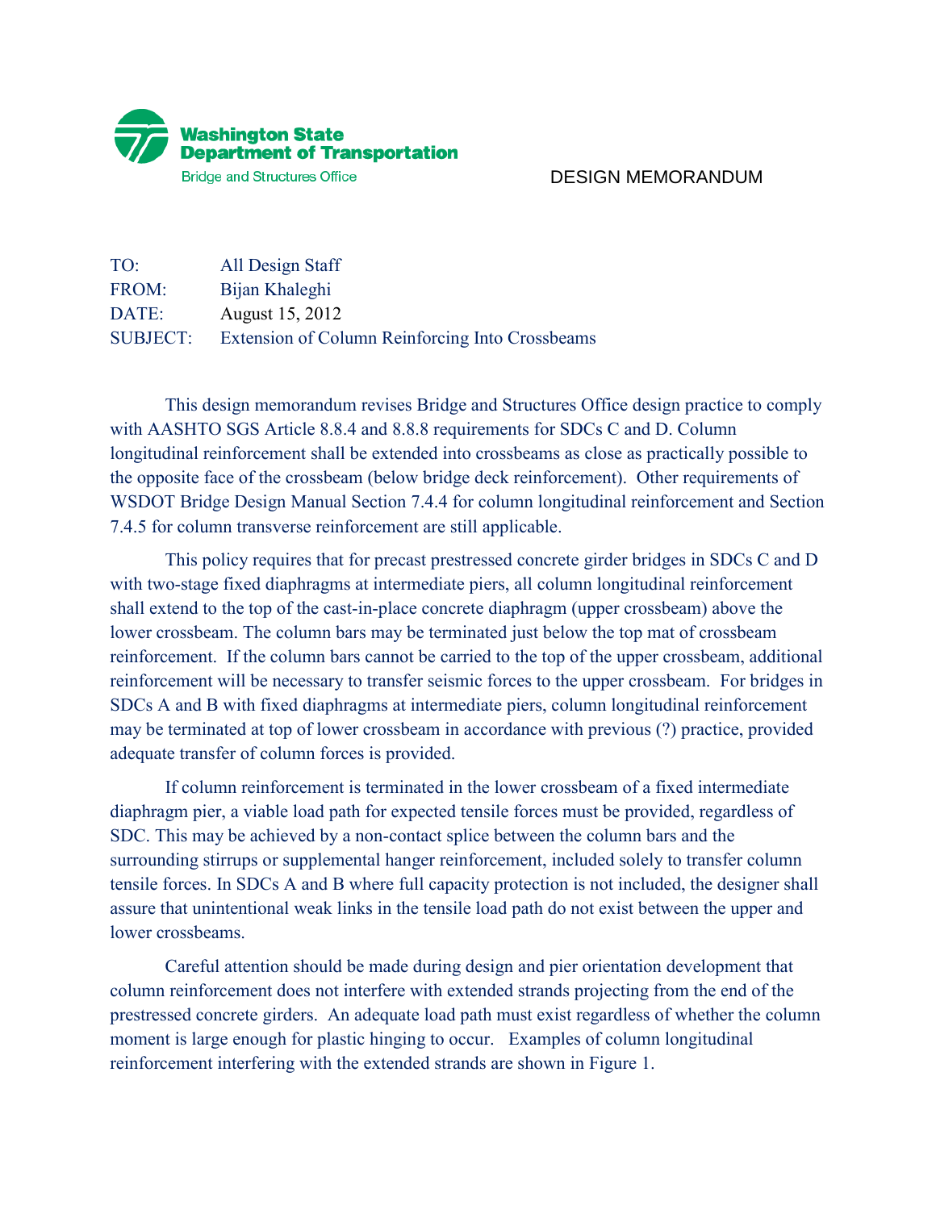Washington State
Department of Transportation
Bridge and Structures Office

DESIGN MEMORANDUM

TO: All Design Staff
FROM: Bijan Khaleghi
DATE: August 15, 2012
SUBJECT: Extension of Column Reinforcing Into Crossbeams

This design memorandum revises Bridge and Structures Office design practice to comply with AASHTO SGS Article 8.8.4 and 8.8.8 requirements for SDCs C and D. Column longitudinal reinforcement shall be extended into crossbeams as close as practically possible to the opposite face of the crossbeam (below bridge deck reinforcement). Other requirements of WSDOT Bridge Design Manual Section 7.4.4 for column longitudinal reinforcement and Section 7.4.5 for column transverse reinforcement are still applicable.

This policy requires that for precast prestressed concrete girder bridges in SDCs C and D with two-stage fixed diaphragms at intermediate piers, all column longitudinal reinforcement shall extend to the top of the cast-in-place concrete diaphragm (upper crossbeam) above the lower crossbeam. The column bars may be terminated just below the top mat of crossbeam reinforcement. If the column bars cannot be carried to the top of the upper crossbeam, additional reinforcement will be necessary to transfer seismic forces to the upper crossbeam. For bridges in SDCs A and B with fixed diaphragms at intermediate piers, column longitudinal reinforcement may be terminated at top of lower crossbeam in accordance with previous (?) practice, provided adequate transfer of column forces is provided.

If column reinforcement is terminated in the lower crossbeam of a fixed intermediate diaphragm pier, a viable load path for expected tensile forces must be provided, regardless of SDC. This may be achieved by a non-contact splice between the column bars and the surrounding stirrups or supplemental hanger reinforcement, included solely to transfer column tensile forces. In SDCs A and B where full capacity protection is not included, the designer shall assure that unintentional weak links in the tensile load path do not exist between the upper and lower crossbeams.

Careful attention should be made during design and pier orientation development that column reinforcement does not interfere with extended strands projecting from the end of the prestressed concrete girders. An adequate load path must exist regardless of whether the column moment is large enough for plastic hinging to occur. Examples of column longitudinal reinforcement interfering with the extended strands are shown in Figure 1.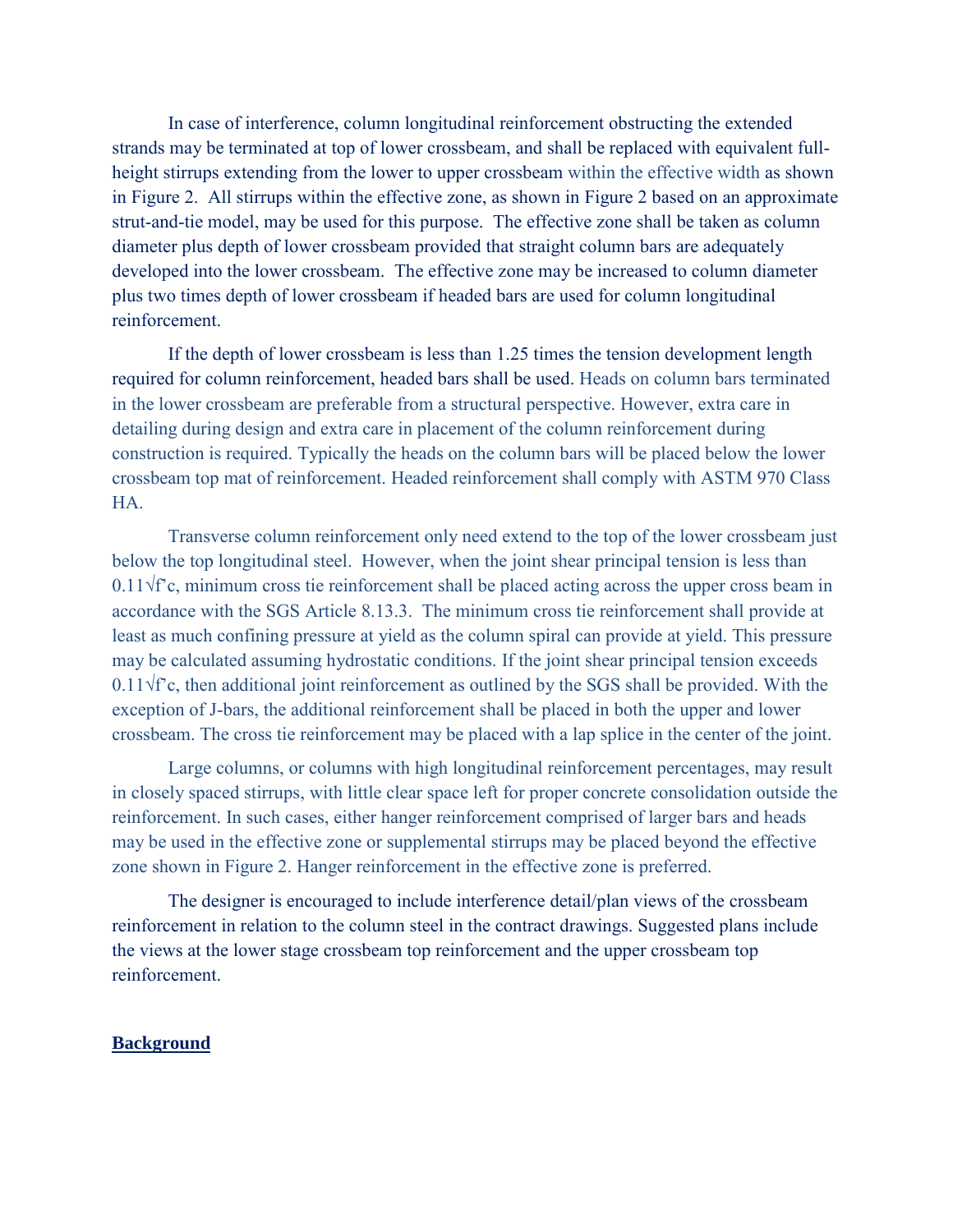In case of interference, column longitudinal reinforcement obstructing the extended strands may be terminated at top of lower crossbeam, and shall be replaced with equivalent full-height stirrups extending from the lower to upper crossbeam within the effective width as shown in Figure 2. All stirrups within the effective zone, as shown in Figure 2 based on an approximate strut-and-tie model, may be used for this purpose. The effective zone shall be taken as column diameter plus depth of lower crossbeam provided that straight column bars are adequately developed into the lower crossbeam. The effective zone may be increased to column diameter plus two times depth of lower crossbeam if headed bars are used for column longitudinal reinforcement.

If the depth of lower crossbeam is less than 1.25 times the tension development length required for column reinforcement, headed bars shall be used. Heads on column bars terminated in the lower crossbeam are preferable from a structural perspective. However, extra care in detailing during design and extra care in placement of the column reinforcement during construction is required. Typically the heads on the column bars will be placed below the lower crossbeam top mat of reinforcement. Headed reinforcement shall comply with ASTM 970 Class HA.

Transverse column reinforcement only need extend to the top of the lower crossbeam just below the top longitudinal steel. However, when the joint shear principal tension is less than $0.11\sqrt{f'c}$, minimum cross tie reinforcement shall be placed acting across the upper cross beam in accordance with the SGS Article 8.13.3. The minimum cross tie reinforcement shall provide at least as much confining pressure at yield as the column spiral can provide at yield. This pressure may be calculated assuming hydrostatic conditions. If the joint shear principal tension exceeds $0.11\sqrt{f'c}$, then additional joint reinforcement as outlined by the SGS shall be provided. With the exception of J-bars, the additional reinforcement shall be placed in both the upper and lower crossbeam. The cross tie reinforcement may be placed with a lap splice in the center of the joint.

Large columns, or columns with high longitudinal reinforcement percentages, may result in closely spaced stirrups, with little clear space left for proper concrete consolidation outside the reinforcement. In such cases, either hanger reinforcement comprised of larger bars and heads may be used in the effective zone or supplemental stirrups may be placed beyond the effective zone shown in Figure 2. Hanger reinforcement in the effective zone is preferred.

The designer is encouraged to include interference detail/plan views of the crossbeam reinforcement in relation to the column steel in the contract drawings. Suggested plans include the views at the lower stage crossbeam top reinforcement and the upper crossbeam top reinforcement.

## **Background**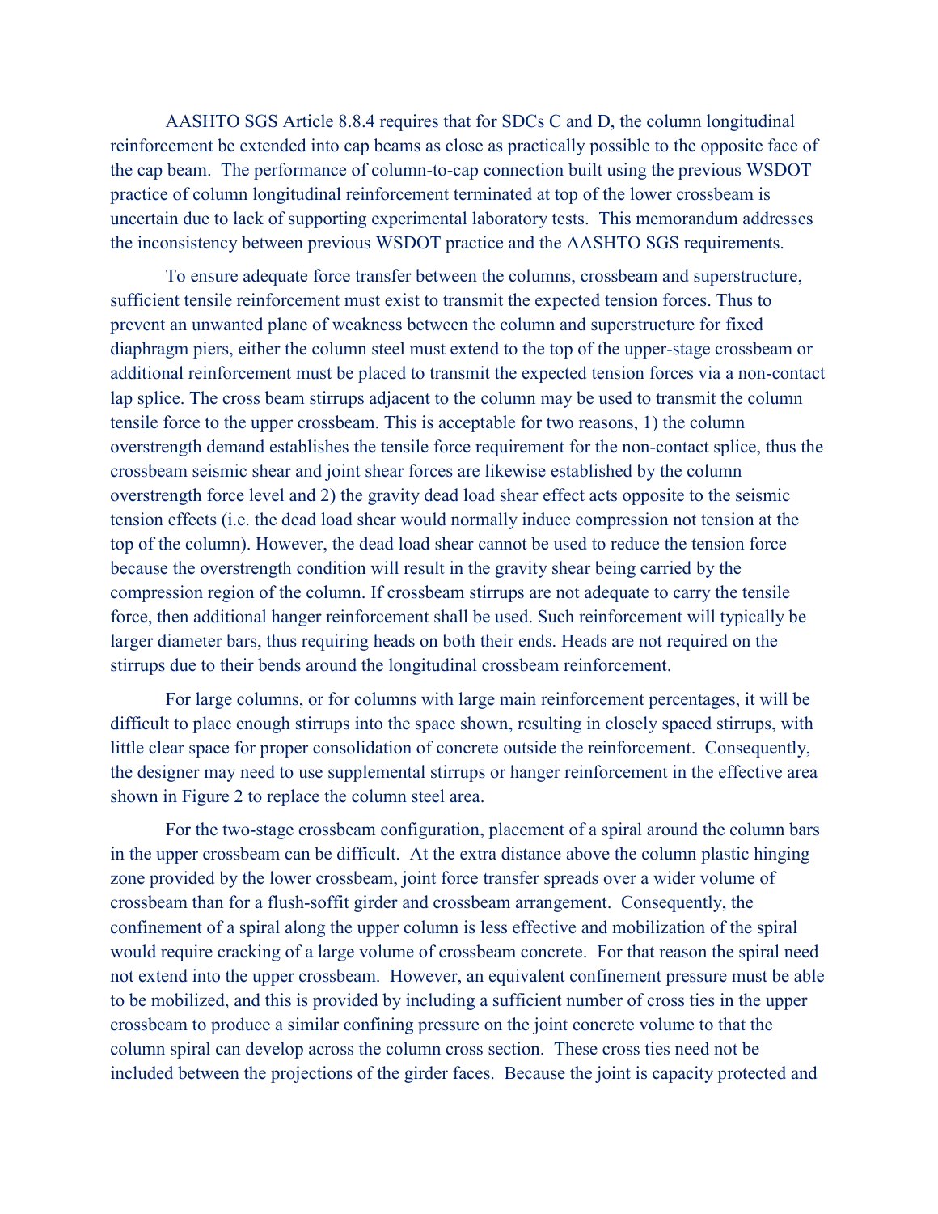AASHTO SGS Article 8.8.4 requires that for SDCs C and D, the column longitudinal reinforcement be extended into cap beams as close as practically possible to the opposite face of the cap beam. The performance of column-to-cap connection built using the previous WSDOT practice of column longitudinal reinforcement terminated at top of the lower crossbeam is uncertain due to lack of supporting experimental laboratory tests. This memorandum addresses the inconsistency between previous WSDOT practice and the AASHTO SGS requirements.

To ensure adequate force transfer between the columns, crossbeam and superstructure, sufficient tensile reinforcement must exist to transmit the expected tension forces. Thus to prevent an unwanted plane of weakness between the column and superstructure for fixed diaphragm piers, either the column steel must extend to the top of the upper-stage crossbeam or additional reinforcement must be placed to transmit the expected tension forces via a non-contact lap splice. The cross beam stirrups adjacent to the column may be used to transmit the column tensile force to the upper crossbeam. This is acceptable for two reasons, 1) the column overstrength demand establishes the tensile force requirement for the non-contact splice, thus the crossbeam seismic shear and joint shear forces are likewise established by the column overstrength force level and 2) the gravity dead load shear effect acts opposite to the seismic tension effects (i.e. the dead load shear would normally induce compression not tension at the top of the column). However, the dead load shear cannot be used to reduce the tension force because the overstrength condition will result in the gravity shear being carried by the compression region of the column. If crossbeam stirrups are not adequate to carry the tensile force, then additional hanger reinforcement shall be used. Such reinforcement will typically be larger diameter bars, thus requiring heads on both their ends. Heads are not required on the stirrups due to their bends around the longitudinal crossbeam reinforcement.

For large columns, or for columns with large main reinforcement percentages, it will be difficult to place enough stirrups into the space shown, resulting in closely spaced stirrups, with little clear space for proper consolidation of concrete outside the reinforcement. Consequently, the designer may need to use supplemental stirrups or hanger reinforcement in the effective area shown in Figure 2 to replace the column steel area.

For the two-stage crossbeam configuration, placement of a spiral around the column bars in the upper crossbeam can be difficult. At the extra distance above the column plastic hinging zone provided by the lower crossbeam, joint force transfer spreads over a wider volume of crossbeam than for a flush-soffit girder and crossbeam arrangement. Consequently, the confinement of a spiral along the upper column is less effective and mobilization of the spiral would require cracking of a large volume of crossbeam concrete. For that reason the spiral need not extend into the upper crossbeam. However, an equivalent confinement pressure must be able to be mobilized, and this is provided by including a sufficient number of cross ties in the upper crossbeam to produce a similar confining pressure on the joint concrete volume to that the column spiral can develop across the column cross section. These cross ties need not be included between the projections of the girder faces. Because the joint is capacity protected and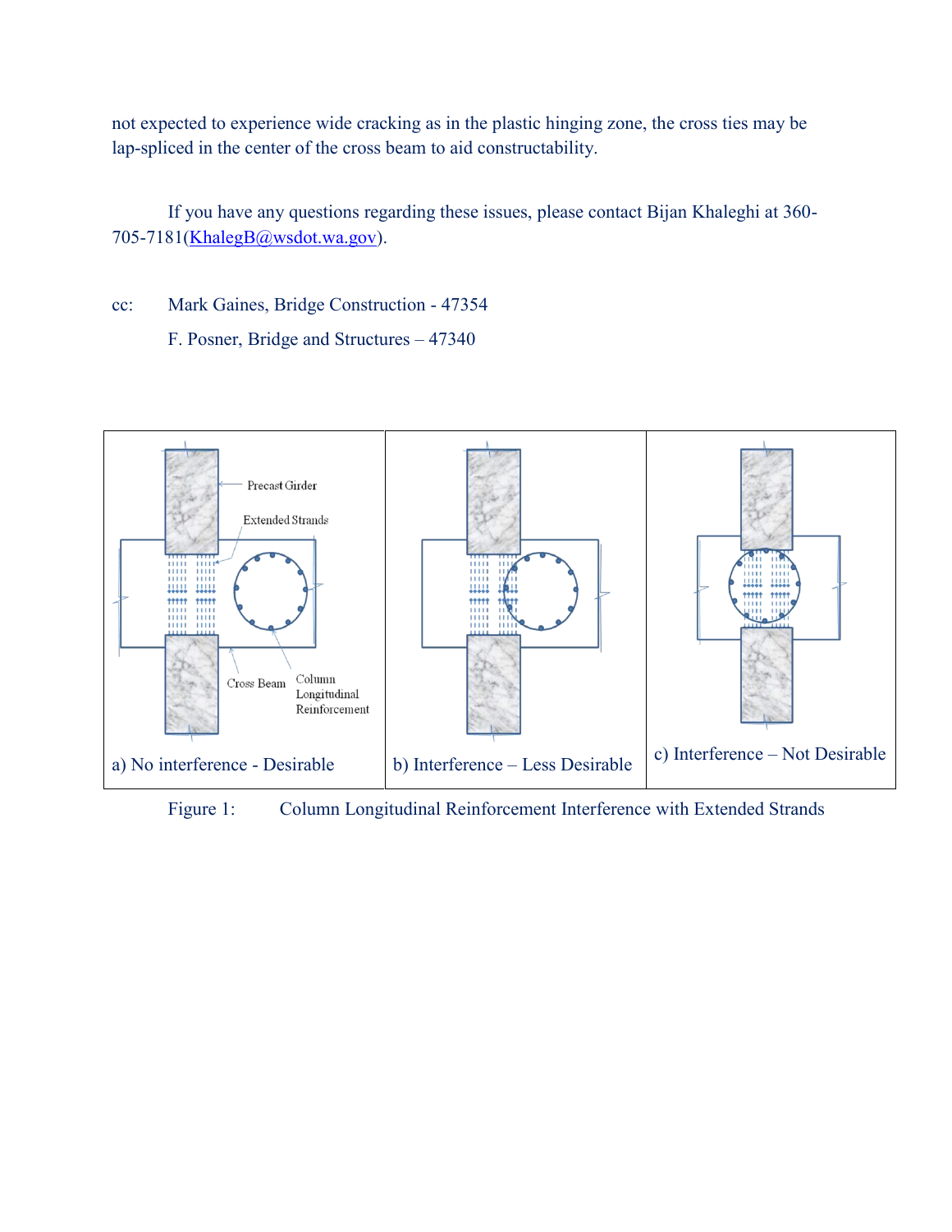not expected to experience wide cracking as in the plastic hinging zone, the cross ties may be lap-spliced in the center of the cross beam to aid constructability.

If you have any questions regarding these issues, please contact Bijan Khaleghi at 360-705-7181(KhalegB@wsdot.wa.gov).

cc: Mark Gaines, Bridge Construction - 47354

F. Posner, Bridge and Structures – 47340

a) No interference - Desirable

b) Interference – Less Desirable

c) Interference – Not Desirable

Figure 1: Column Longitudinal Reinforcement Interference with Extended Strands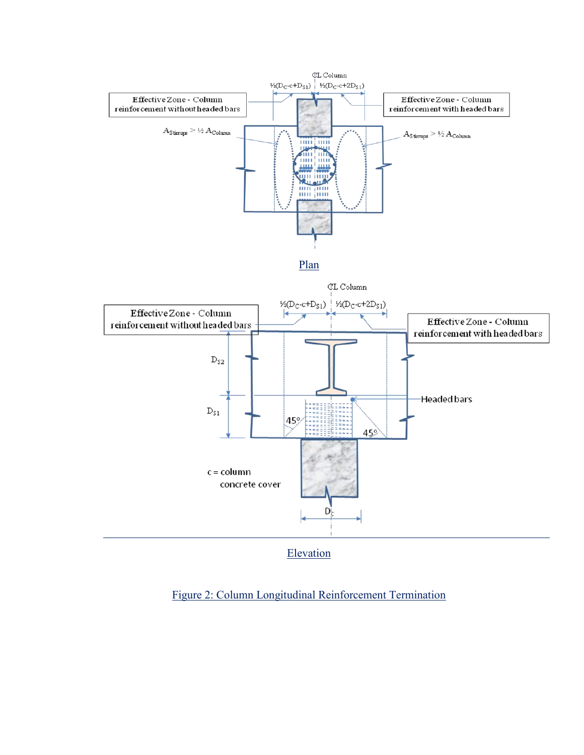℄ Column

½($D_C$-c+$D_{S1}$) ½($D_C$-c+2$D_{S1}$)

Effective Zone - Column reinforcement without headed bars

Effective Zone - Column reinforcement with headed bars

$A_{Stirrups} > ½ A_{Column}$

$A_{Stirrups} > ½ A_{Column}$

Plan

℄ Column

½($D_C$-c+$D_{S1}$) ½($D_C$-c+2$D_{S1}$)

Effective Zone - Column reinforcement without headed bars

Effective Zone - Column reinforcement with headed bars

$D_{S2}$

$D_{S1}$

Headed bars

45°

45°

c = column concrete cover

$D_C$

Elevation

Figure 2: Column Longitudinal Reinforcement Termination